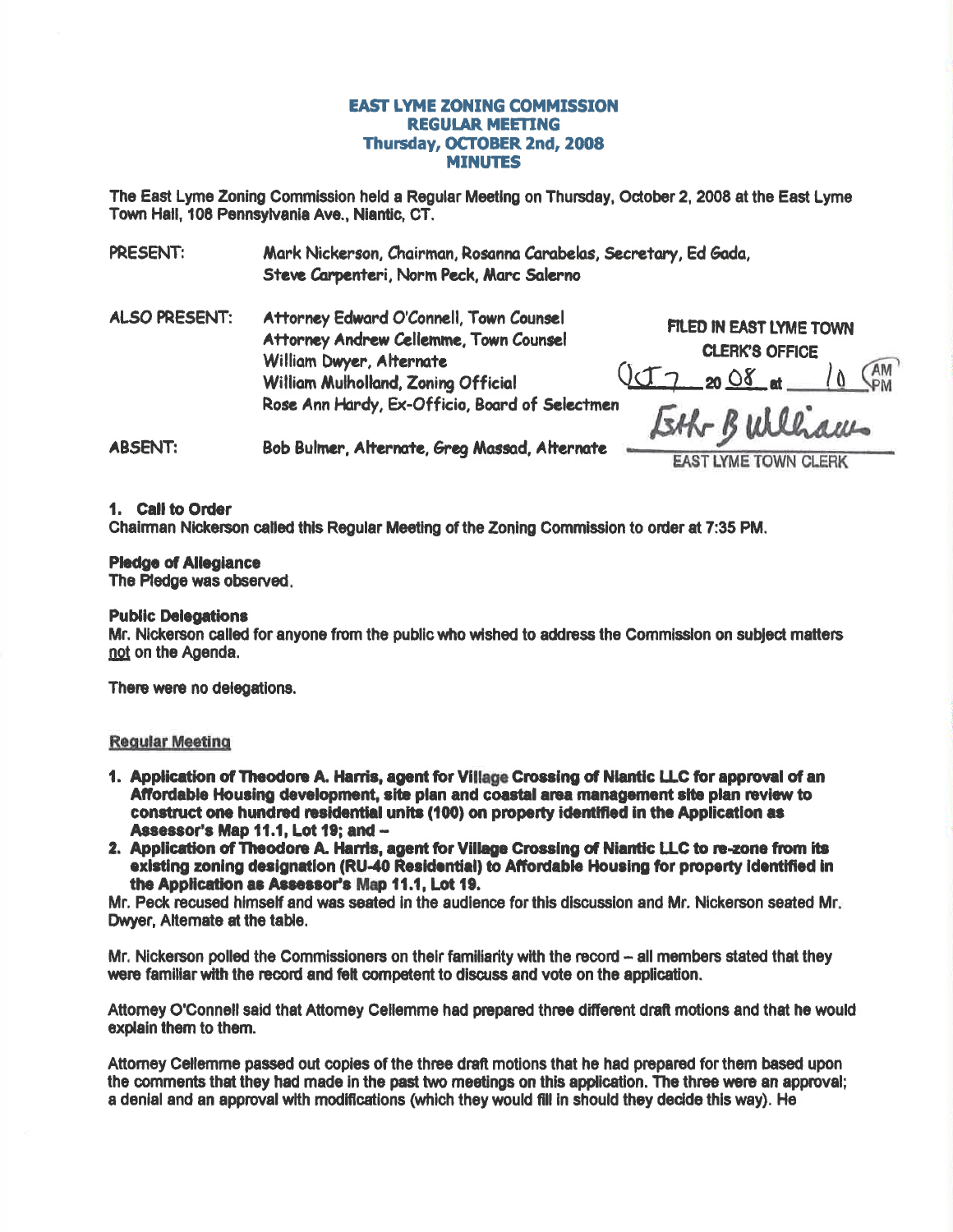# EAST LYME ZONING COMMISSION
## REGULAR MEETING
## Thursday, OCTOBER 2nd, 2008
## MINUTES

The East Lyme Zoning Commission held a Regular Meeting on Thursday, October 2, 2008 at the East Lyme Town Hall, 108 Pennsylvania Ave., Niantic, CT.

PRESENT: Mark Nickerson, Chairman, Rosanna Carabelas, Secretary, Ed Gada, Steve Carpenteri, Norm Peck, Marc Salerno

ALSO PRESENT: Attorney Edward O'Connell, Town Counsel
Attorney Andrew Cellemme, Town Counsel
William Dwyer, Alternate
William Mulholland, Zoning Official
Rose Ann Hardy, Ex-Officio, Board of Selectmen

FILED IN EAST LYME TOWN CLERK'S OFFICE
Oct 7 20 08 at 10 AM/PM
Esth B Williams
EAST LYME TOWN CLERK

ABSENT: Bob Bulmer, Alternate, Greg Massad, Alternate

**1. Call to Order**
Chairman Nickerson called this Regular Meeting of the Zoning Commission to order at 7:35 PM.

**Pledge of Allegiance**
The Pledge was observed.

**Public Delegations**
Mr. Nickerson called for anyone from the public who wished to address the Commission on subject matters not on the Agenda.

There were no delegations.

**Regular Meeting**

1. **Application of Theodore A. Harris, agent for Village Crossing of Niantic LLC for approval of an Affordable Housing development, site plan and coastal area management site plan review to construct one hundred residential units (100) on property identified in the Application as Assessor's Map 11.1, Lot 19; and –**
2. **Application of Theodore A. Harris, agent for Village Crossing of Niantic LLC to re-zone from its existing zoning designation (RU-40 Residential) to Affordable Housing for property identified in the Application as Assessor's Map 11.1, Lot 19.**

Mr. Peck recused himself and was seated in the audience for this discussion and Mr. Nickerson seated Mr. Dwyer, Alternate at the table.

Mr. Nickerson polled the Commissioners on their familiarity with the record – all members stated that they were familiar with the record and felt competent to discuss and vote on the application.

Attorney O'Connell said that Attorney Cellemme had prepared three different draft motions and that he would explain them to them.

Attorney Cellemme passed out copies of the three draft motions that he had prepared for them based upon the comments that they had made in the past two meetings on this application. The three were an approval; a denial and an approval with modifications (which they would fill in should they decide this way). He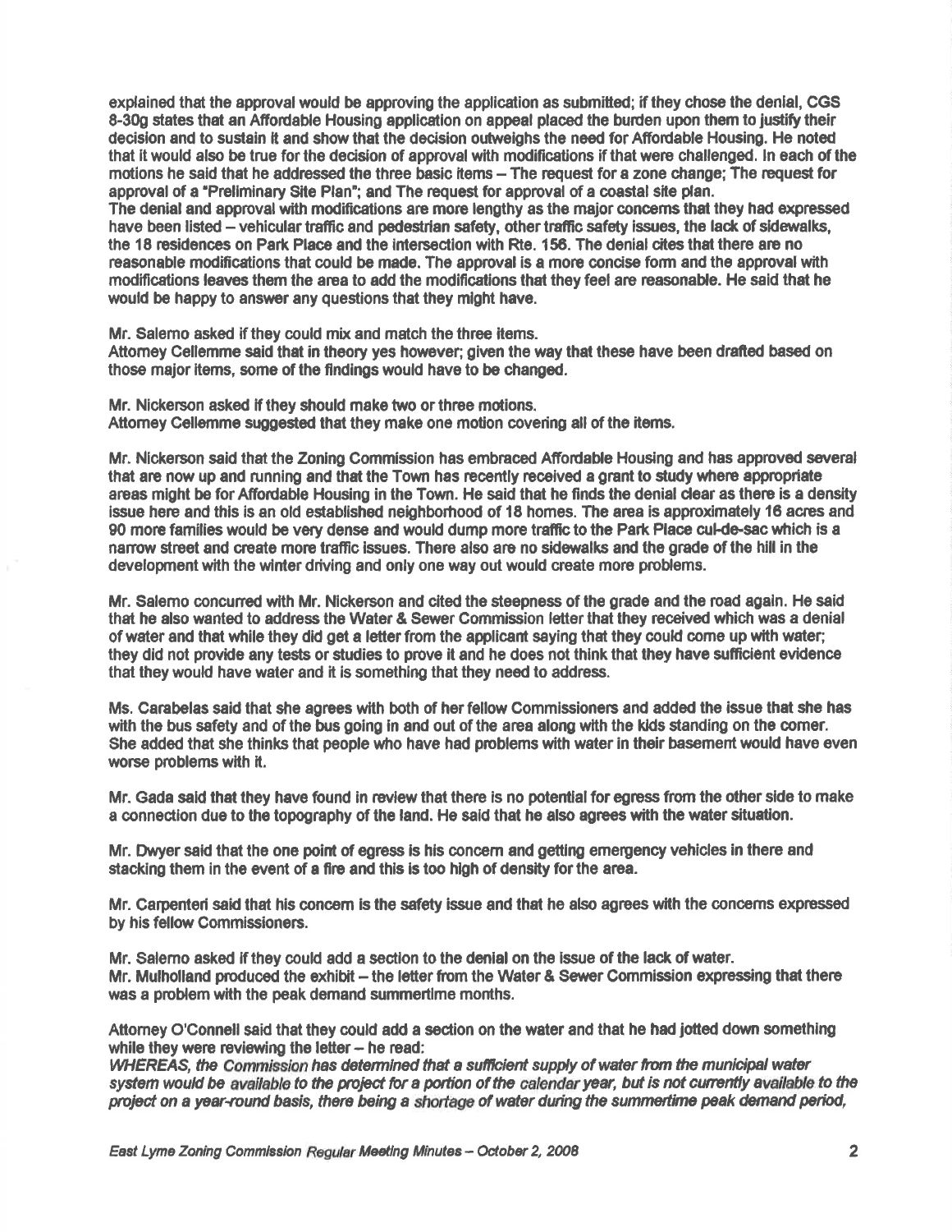explained that the approval would be approving the application as submitted; if they chose the denial, CGS 8-30g states that an Affordable Housing application on appeal placed the burden upon them to justify their decision and to sustain it and show that the decision outweighs the need for Affordable Housing. He noted that it would also be true for the decision of approval with modifications if that were challenged. In each of the motions he said that he addressed the three basic items – The request for a zone change; The request for approval of a "Preliminary Site Plan"; and The request for approval of a coastal site plan.
The denial and approval with modifications are more lengthy as the major concerns that they had expressed have been listed – vehicular traffic and pedestrian safety, other traffic safety issues, the lack of sidewalks, the 18 residences on Park Place and the intersection with Rte. 156. The denial cites that there are no reasonable modifications that could be made. The approval is a more concise form and the approval with modifications leaves them the area to add the modifications that they feel are reasonable. He said that he would be happy to answer any questions that they might have.

Mr. Salerno asked if they could mix and match the three items.
Attorney Cellemme said that in theory yes however; given the way that these have been drafted based on those major items, some of the findings would have to be changed.

Mr. Nickerson asked if they should make two or three motions.
Attorney Cellemme suggested that they make one motion covering all of the items.

Mr. Nickerson said that the Zoning Commission has embraced Affordable Housing and has approved several that are now up and running and that the Town has recently received a grant to study where appropriate areas might be for Affordable Housing in the Town. He said that he finds the denial clear as there is a density issue here and this is an old established neighborhood of 18 homes. The area is approximately 16 acres and 90 more families would be very dense and would dump more traffic to the Park Place cul-de-sac which is a narrow street and create more traffic issues. There also are no sidewalks and the grade of the hill in the development with the winter driving and only one way out would create more problems.

Mr. Salerno concurred with Mr. Nickerson and cited the steepness of the grade and the road again. He said that he also wanted to address the Water & Sewer Commission letter that they received which was a denial of water and that while they did get a letter from the applicant saying that they could come up with water; they did not provide any tests or studies to prove it and he does not think that they have sufficient evidence that they would have water and it is something that they need to address.

Ms. Carabelas said that she agrees with both of her fellow Commissioners and added the issue that she has with the bus safety and of the bus going in and out of the area along with the kids standing on the corner. She added that she thinks that people who have had problems with water in their basement would have even worse problems with it.

Mr. Gada said that they have found in review that there is no potential for egress from the other side to make a connection due to the topography of the land. He said that he also agrees with the water situation.

Mr. Dwyer said that the one point of egress is his concern and getting emergency vehicles in there and stacking them in the event of a fire and this is too high of density for the area.

Mr. Carpenteri said that his concern is the safety issue and that he also agrees with the concerns expressed by his fellow Commissioners.

Mr. Salerno asked if they could add a section to the denial on the issue of the lack of water.
Mr. Mulholland produced the exhibit – the letter from the Water & Sewer Commission expressing that there was a problem with the peak demand summertime months.

Attorney O'Connell said that they could add a section on the water and that he had jotted down something while they were reviewing the letter – he read:
*WHEREAS, the Commission has determined that a sufficient supply of water from the municipal water system would be available to the project for a portion of the calendar year, but is not currently available to the project on a year-round basis, there being a shortage of water during the summertime peak demand period,*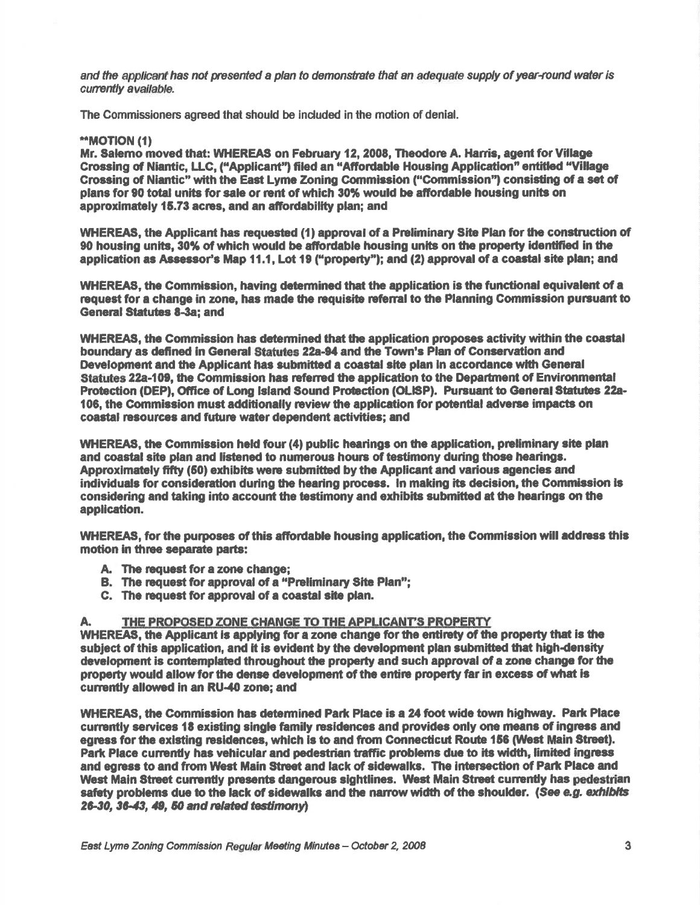*and the applicant has not presented a plan to demonstrate that an adequate supply of year-round water is currently available.*

The Commissioners agreed that should be included in the motion of denial.

****MOTION (1)**

**Mr. Salerno moved that: WHEREAS on February 12, 2008, Theodore A. Harris, agent for Village Crossing of Niantic, LLC, ("Applicant") filed an "Affordable Housing Application" entitled "Village Crossing of Niantic" with the East Lyme Zoning Commission ("Commission") consisting of a set of plans for 90 total units for sale or rent of which 30% would be affordable housing units on approximately 15.73 acres, and an affordability plan; and**

**WHEREAS, the Applicant has requested (1) approval of a Preliminary Site Plan for the construction of 90 housing units, 30% of which would be affordable housing units on the property identified in the application as Assessor's Map 11.1, Lot 19 ("property"); and (2) approval of a coastal site plan; and**

**WHEREAS, the Commission, having determined that the application is the functional equivalent of a request for a change in zone, has made the requisite referral to the Planning Commission pursuant to General Statutes 8-3a; and**

**WHEREAS, the Commission has determined that the application proposes activity within the coastal boundary as defined in General Statutes 22a-94 and the Town's Plan of Conservation and Development and the Applicant has submitted a coastal site plan in accordance with General Statutes 22a-109, the Commission has referred the application to the Department of Environmental Protection (DEP), Office of Long Island Sound Protection (OLISP). Pursuant to General Statutes 22a-106, the Commission must additionally review the application for potential adverse impacts on coastal resources and future water dependent activities; and**

**WHEREAS, the Commission held four (4) public hearings on the application, preliminary site plan and coastal site plan and listened to numerous hours of testimony during those hearings. Approximately fifty (50) exhibits were submitted by the Applicant and various agencies and individuals for consideration during the hearing process. In making its decision, the Commission is considering and taking into account the testimony and exhibits submitted at the hearings on the application.**

**WHEREAS, for the purposes of this affordable housing application, the Commission will address this motion in three separate parts:**

- **A. The request for a zone change;**
- **B. The request for approval of a "Preliminary Site Plan";**
- **C. The request for approval of a coastal site plan.**

**A. THE PROPOSED ZONE CHANGE TO THE APPLICANT'S PROPERTY**

**WHEREAS, the Applicant is applying for a zone change for the entirety of the property that is the subject of this application, and it is evident by the development plan submitted that high-density development is contemplated throughout the property and such approval of a zone change for the property would allow for the dense development of the entire property far in excess of what is currently allowed in an RU-40 zone; and**

**WHEREAS, the Commission has determined Park Place is a 24 foot wide town highway. Park Place currently services 18 existing single family residences and provides only one means of ingress and egress for the existing residences, which is to and from Connecticut Route 156 (West Main Street). Park Place currently has vehicular and pedestrian traffic problems due to its width, limited ingress and egress to and from West Main Street and lack of sidewalks. The intersection of Park Place and West Main Street currently presents dangerous sightlines. West Main Street currently has pedestrian safety problems due to the lack of sidewalks and the narrow width of the shoulder. *(See e.g. exhibits 26-30, 36-43, 49, 50 and related testimony)***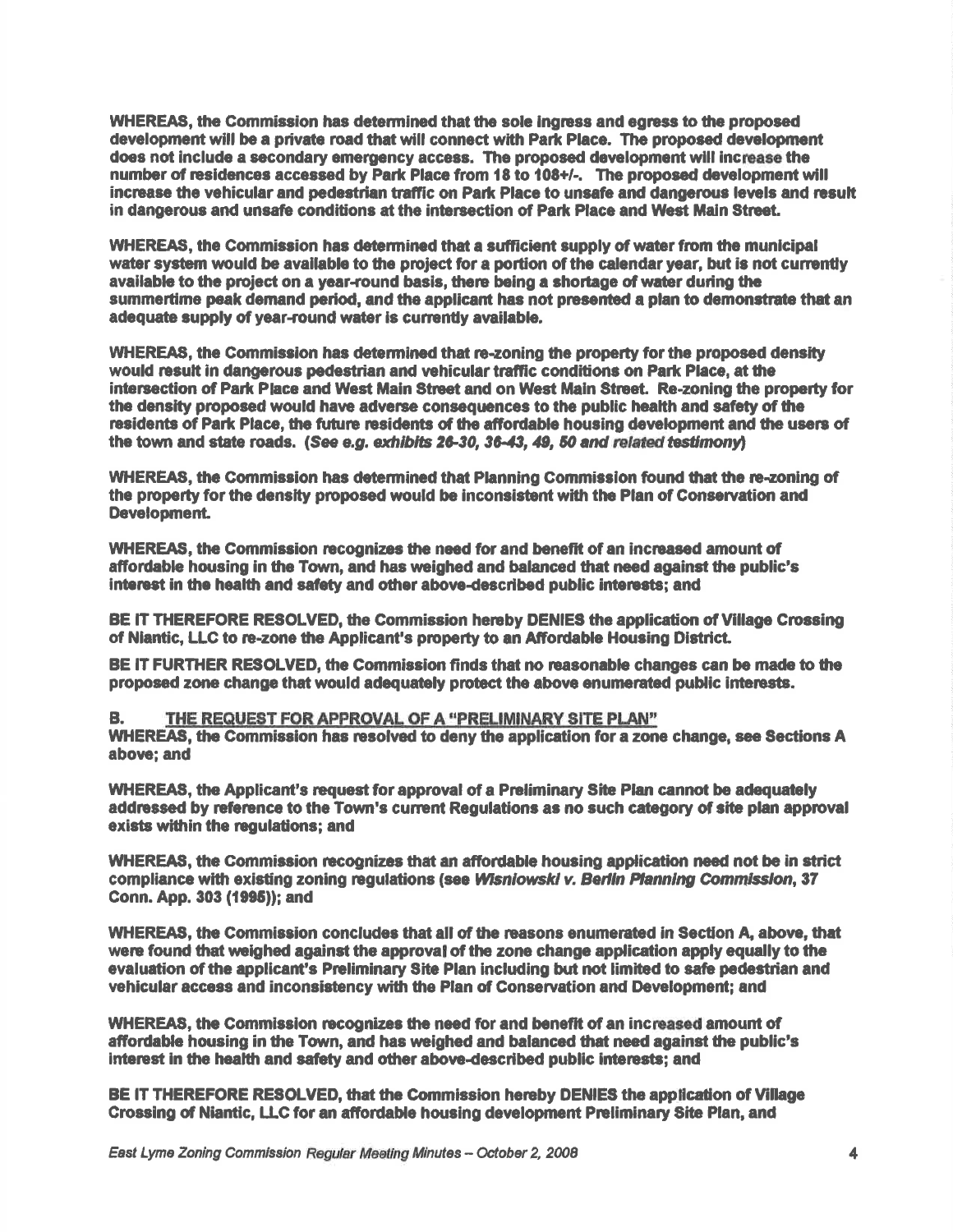**WHEREAS, the Commission has determined that the sole ingress and egress to the proposed development will be a private road that will connect with Park Place. The proposed development does not include a secondary emergency access. The proposed development will increase the number of residences accessed by Park Place from 18 to 108+/-. The proposed development will increase the vehicular and pedestrian traffic on Park Place to unsafe and dangerous levels and result in dangerous and unsafe conditions at the intersection of Park Place and West Main Street.**

**WHEREAS, the Commission has determined that a sufficient supply of water from the municipal water system would be available to the project for a portion of the calendar year, but is not currently available to the project on a year-round basis, there being a shortage of water during the summertime peak demand period, and the applicant has not presented a plan to demonstrate that an adequate supply of year-round water is currently available.**

**WHEREAS, the Commission has determined that re-zoning the property for the proposed density would result in dangerous pedestrian and vehicular traffic conditions on Park Place, at the intersection of Park Place and West Main Street and on West Main Street. Re-zoning the property for the density proposed would have adverse consequences to the public health and safety of the residents of Park Place, the future residents of the affordable housing development and the users of the town and state roads. (*See e.g. exhibits 26-30, 36-43, 49, 50 and related testimony*)**

**WHEREAS, the Commission has determined that Planning Commission found that the re-zoning of the property for the density proposed would be inconsistent with the Plan of Conservation and Development.**

**WHEREAS, the Commission recognizes the need for and benefit of an increased amount of affordable housing in the Town, and has weighed and balanced that need against the public's interest in the health and safety and other above-described public interests; and**

**BE IT THEREFORE RESOLVED, the Commission hereby DENIES the application of Village Crossing of Niantic, LLC to re-zone the Applicant's property to an Affordable Housing District.**

**BE IT FURTHER RESOLVED, the Commission finds that no reasonable changes can be made to the proposed zone change that would adequately protect the above enumerated public interests.**

**B. THE REQUEST FOR APPROVAL OF A "PRELIMINARY SITE PLAN"**

**WHEREAS, the Commission has resolved to deny the application for a zone change, see Sections A above; and**

**WHEREAS, the Applicant's request for approval of a Preliminary Site Plan cannot be adequately addressed by reference to the Town's current Regulations as no such category of site plan approval exists within the regulations; and**

**WHEREAS, the Commission recognizes that an affordable housing application need not be in strict compliance with existing zoning regulations (see *Wisniowski v. Berlin Planning Commission*, 37 Conn. App. 303 (1995)); and**

**WHEREAS, the Commission concludes that all of the reasons enumerated in Section A, above, that were found that weighed against the approval of the zone change application apply equally to the evaluation of the applicant's Preliminary Site Plan including but not limited to safe pedestrian and vehicular access and inconsistency with the Plan of Conservation and Development; and**

**WHEREAS, the Commission recognizes the need for and benefit of an increased amount of affordable housing in the Town, and has weighed and balanced that need against the public's interest in the health and safety and other above-described public interests; and**

**BE IT THEREFORE RESOLVED, that the Commission hereby DENIES the application of Village Crossing of Niantic, LLC for an affordable housing development Preliminary Site Plan, and**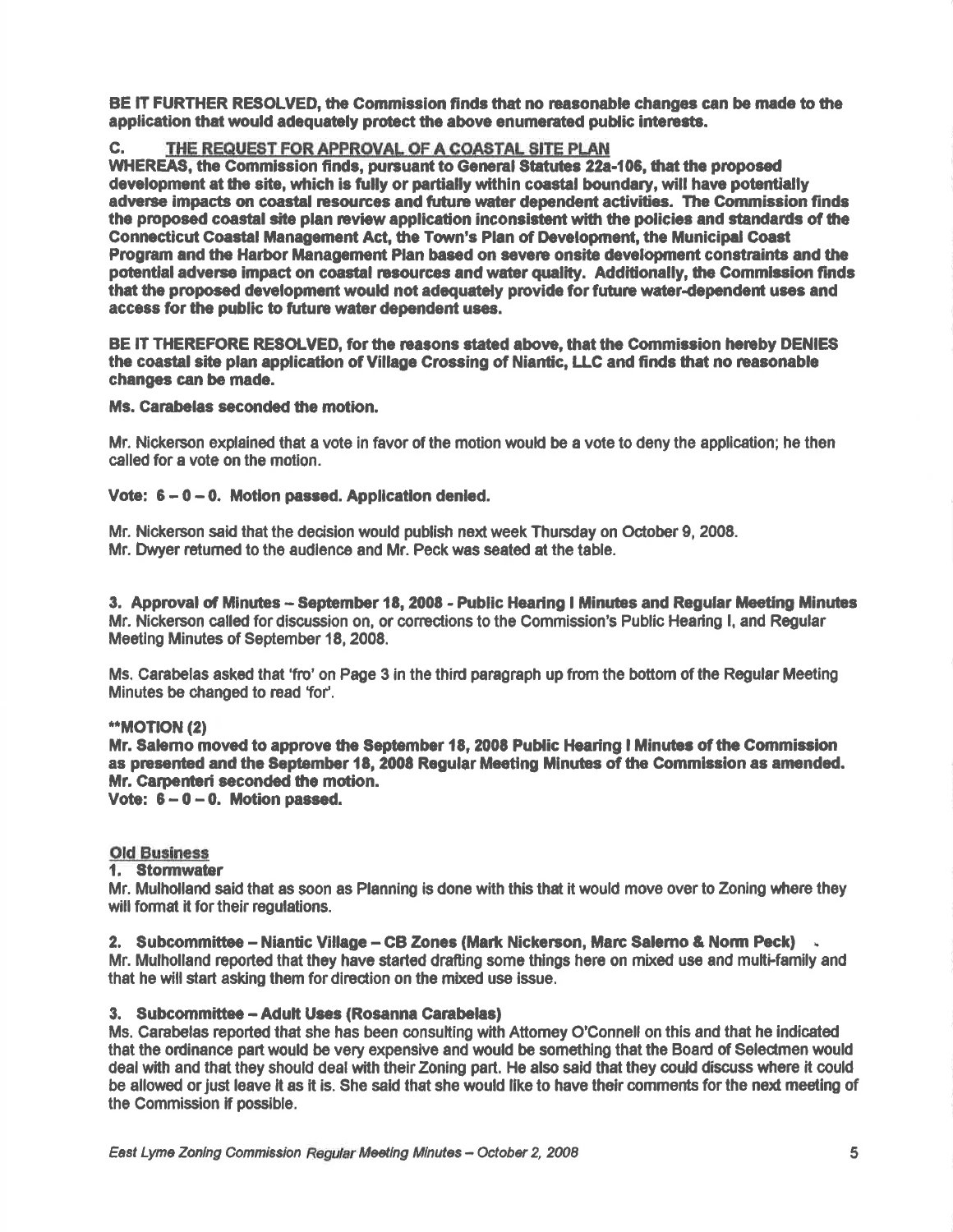**BE IT FURTHER RESOLVED, the Commission finds that no reasonable changes can be made to the application that would adequately protect the above enumerated public interests.**

**C. THE REQUEST FOR APPROVAL OF A COASTAL SITE PLAN**

**WHEREAS, the Commission finds, pursuant to General Statutes 22a-106, that the proposed development at the site, which is fully or partially within coastal boundary, will have potentially adverse impacts on coastal resources and future water dependent activities. The Commission finds the proposed coastal site plan review application inconsistent with the policies and standards of the Connecticut Coastal Management Act, the Town's Plan of Development, the Municipal Coast Program and the Harbor Management Plan based on severe onsite development constraints and the potential adverse impact on coastal resources and water quality. Additionally, the Commission finds that the proposed development would not adequately provide for future water-dependent uses and access for the public to future water dependent uses.**

**BE IT THEREFORE RESOLVED, for the reasons stated above, that the Commission hereby DENIES the coastal site plan application of Village Crossing of Niantic, LLC and finds that no reasonable changes can be made.**

**Ms. Carabelas seconded the motion.**

Mr. Nickerson explained that a vote in favor of the motion would be a vote to deny the application; he then called for a vote on the motion.

**Vote: 6 – 0 – 0. Motion passed. Application denied.**

Mr. Nickerson said that the decision would publish next week Thursday on October 9, 2008.
Mr. Dwyer returned to the audience and Mr. Peck was seated at the table.

**3. Approval of Minutes – September 18, 2008 - Public Hearing I Minutes and Regular Meeting Minutes**
Mr. Nickerson called for discussion on, or corrections to the Commission's Public Hearing I, and Regular Meeting Minutes of September 18, 2008.

Ms. Carabelas asked that 'fro' on Page 3 in the third paragraph up from the bottom of the Regular Meeting Minutes be changed to read 'for'.

**\*\*MOTION (2)**
**Mr. Salerno moved to approve the September 18, 2008 Public Hearing I Minutes of the Commission as presented and the September 18, 2008 Regular Meeting Minutes of the Commission as amended.**
**Mr. Carpenteri seconded the motion.**
**Vote: 6 – 0 – 0. Motion passed.**

## Old Business

**1. Stormwater**
Mr. Mulholland said that as soon as Planning is done with this that it would move over to Zoning where they will format it for their regulations.

**2. Subcommittee – Niantic Village – CB Zones (Mark Nickerson, Marc Salerno & Norm Peck)**
Mr. Mulholland reported that they have started drafting some things here on mixed use and multi-family and that he will start asking them for direction on the mixed use issue.

**3. Subcommittee – Adult Uses (Rosanna Carabelas)**
Ms. Carabelas reported that she has been consulting with Attorney O'Connell on this and that he indicated that the ordinance part would be very expensive and would be something that the Board of Selectmen would deal with and that they should deal with their Zoning part. He also said that they could discuss where it could be allowed or just leave it as it is. She said that she would like to have their comments for the next meeting of the Commission if possible.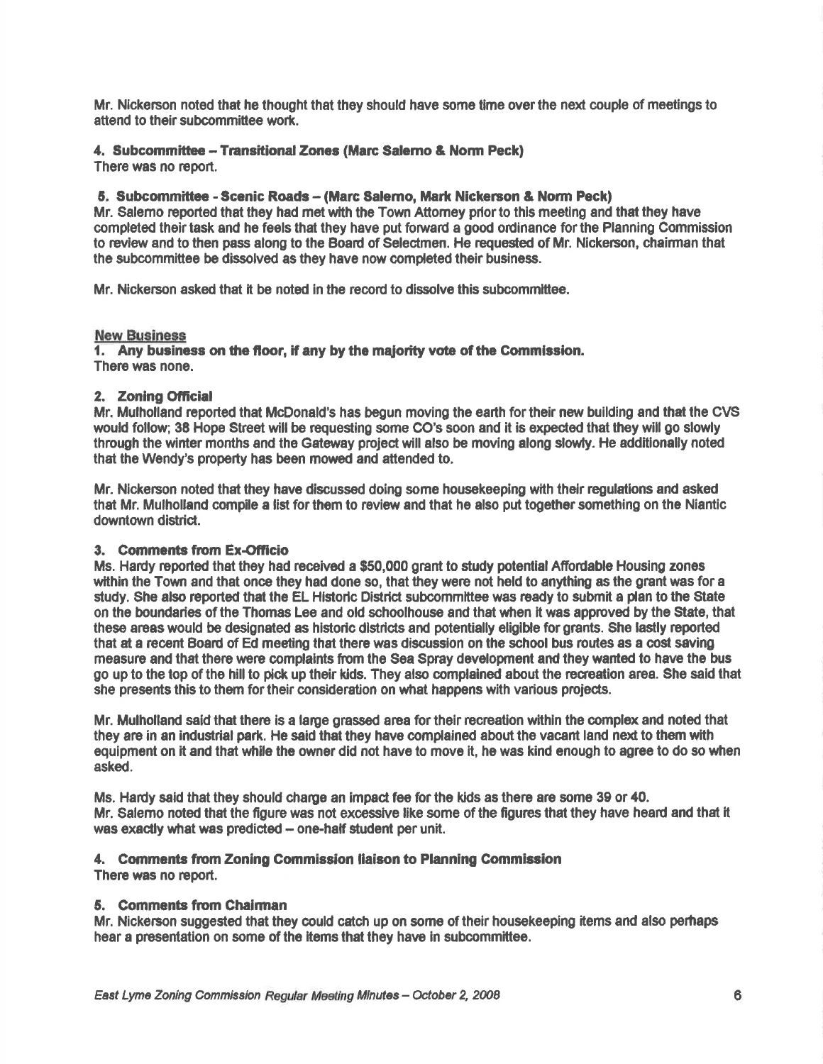Mr. Nickerson noted that he thought that they should have some time over the next couple of meetings to attend to their subcommittee work.

**4. Subcommittee – Transitional Zones (Marc Salerno & Norm Peck)**
There was no report.

**5. Subcommittee - Scenic Roads – (Marc Salerno, Mark Nickerson & Norm Peck)**
Mr. Salerno reported that they had met with the Town Attorney prior to this meeting and that they have completed their task and he feels that they have put forward a good ordinance for the Planning Commission to review and to then pass along to the Board of Selectmen. He requested of Mr. Nickerson, chairman that the subcommittee be dissolved as they have now completed their business.

Mr. Nickerson asked that it be noted in the record to dissolve this subcommittee.

<u>New Business</u>

**1. Any business on the floor, if any by the majority vote of the Commission.**
There was none.

**2. Zoning Official**
Mr. Mulholland reported that McDonald's has begun moving the earth for their new building and that the CVS would follow; 38 Hope Street will be requesting some CO's soon and it is expected that they will go slowly through the winter months and the Gateway project will also be moving along slowly. He additionally noted that the Wendy's property has been mowed and attended to.

Mr. Nickerson noted that they have discussed doing some housekeeping with their regulations and asked that Mr. Mulholland compile a list for them to review and that he also put together something on the Niantic downtown district.

**3. Comments from Ex-Officio**
Ms. Hardy reported that they had received a $50,000 grant to study potential Affordable Housing zones within the Town and that once they had done so, that they were not held to anything as the grant was for a study. She also reported that the EL Historic District subcommittee was ready to submit a plan to the State on the boundaries of the Thomas Lee and old schoolhouse and that when it was approved by the State, that these areas would be designated as historic districts and potentially eligible for grants. She lastly reported that at a recent Board of Ed meeting that there was discussion on the school bus routes as a cost saving measure and that there were complaints from the Sea Spray development and they wanted to have the bus go up to the top of the hill to pick up their kids. They also complained about the recreation area. She said that she presents this to them for their consideration on what happens with various projects.

Mr. Mulholland said that there is a large grassed area for their recreation within the complex and noted that they are in an industrial park. He said that they have complained about the vacant land next to them with equipment on it and that while the owner did not have to move it, he was kind enough to agree to do so when asked.

Ms. Hardy said that they should charge an impact fee for the kids as there are some 39 or 40.
Mr. Salerno noted that the figure was not excessive like some of the figures that they have heard and that it was exactly what was predicted – one-half student per unit.

**4. Comments from Zoning Commission liaison to Planning Commission**
There was no report.

**5. Comments from Chairman**
Mr. Nickerson suggested that they could catch up on some of their housekeeping items and also perhaps hear a presentation on some of the items that they have in subcommittee.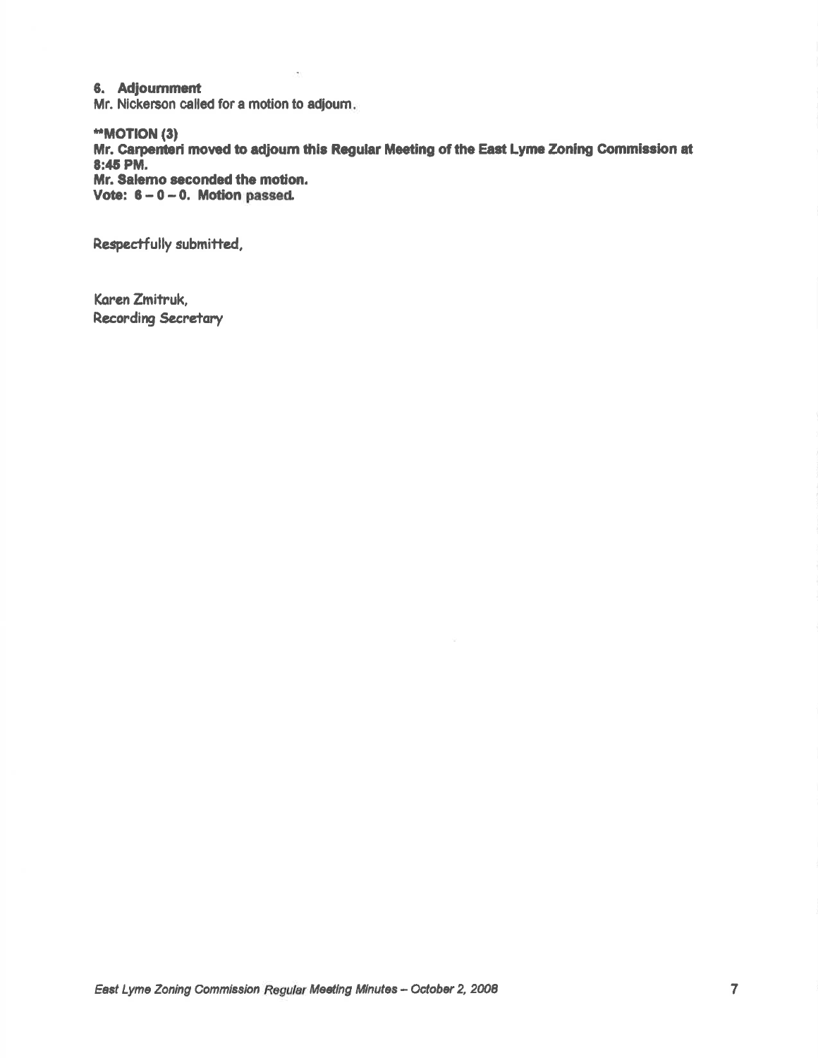**6. Adjournment**

Mr. Nickerson called for a motion to adjourn.

****MOTION (3)**
**Mr. Carpenteri moved to adjourn this Regular Meeting of the East Lyme Zoning Commission at 8:45 PM.**
**Mr. Salerno seconded the motion.**
**Vote: 6 – 0 – 0. Motion passed.**

Respectfully submitted,

Karen Zmitruk,
Recording Secretary